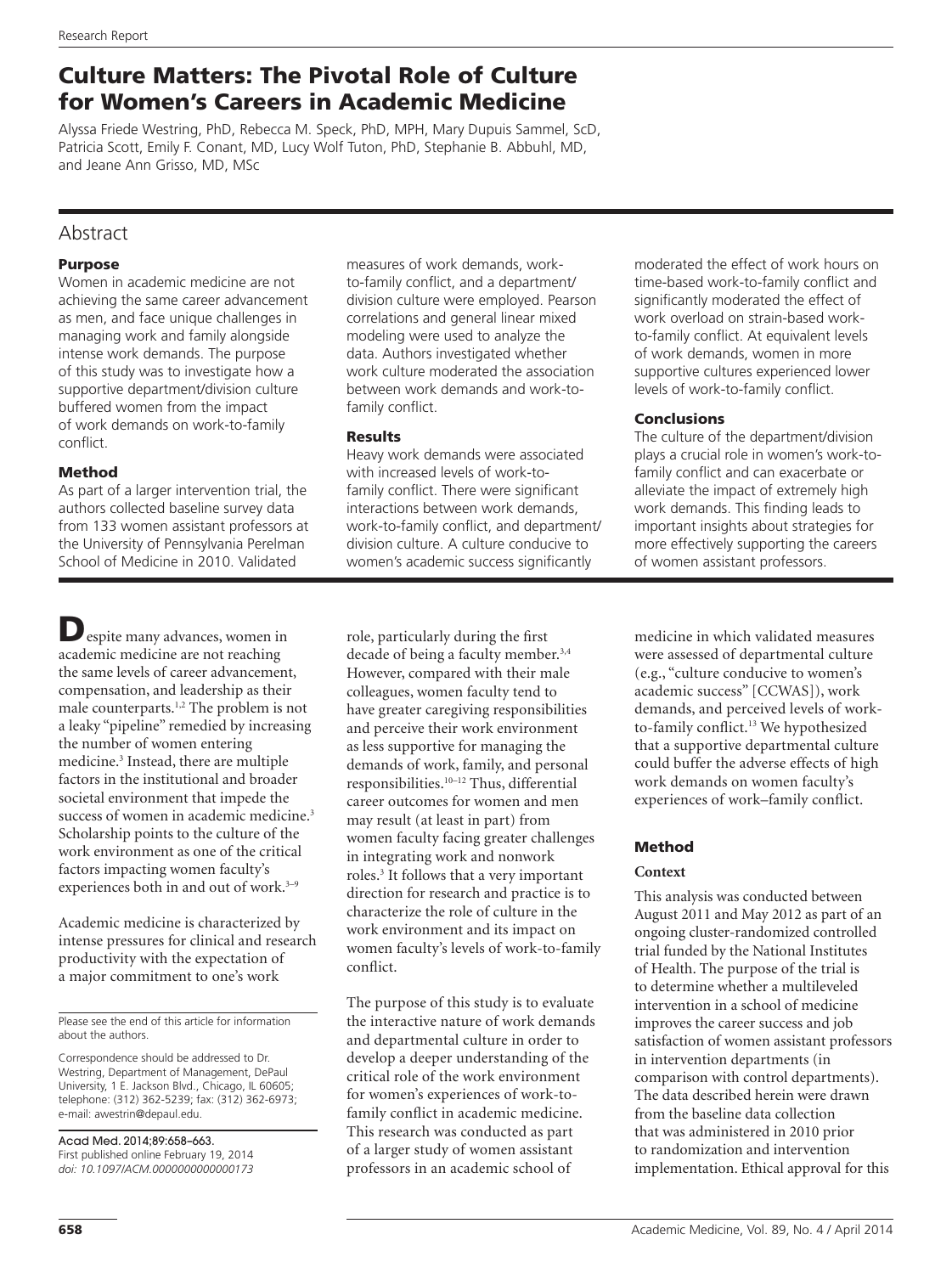# Culture Matters: The Pivotal Role of Culture for Women's Careers in Academic Medicine

Alyssa Friede Westring, PhD, Rebecca M. Speck, PhD, MPH, Mary Dupuis Sammel, ScD, Patricia Scott, Emily F. Conant, MD, Lucy Wolf Tuton, PhD, Stephanie B. Abbuhl, MD, and Jeane Ann Grisso, MD, MSc

## Abstract

### Purpose

Women in academic medicine are not achieving the same career advancement as men, and face unique challenges in managing work and family alongside intense work demands. The purpose of this study was to investigate how a supportive department/division culture buffered women from the impact of work demands on work-to-family conflict.

### Method

As part of a larger intervention trial, the authors collected baseline survey data from 133 women assistant professors at the University of Pennsylvania Perelman School of Medicine in 2010. Validated measures of work demands, work-to-family conflict, and a department/division culture were employed. Pearson correlations and general linear mixed modeling were used to analyze the data. Authors investigated whether work culture moderated the association between work demands and work-to-family conflict.

### Results

Heavy work demands were associated with increased levels of work-to-family conflict. There were significant interactions between work demands, work-to-family conflict, and department/division culture. A culture conducive to women's academic success significantly moderated the effect of work hours on time-based work-to-family conflict and significantly moderated the effect of work overload on strain-based work-to-family conflict. At equivalent levels of work demands, women in more supportive cultures experienced lower levels of work-to-family conflict.

### Conclusions

The culture of the department/division plays a crucial role in women's work-to-family conflict and can exacerbate or alleviate the impact of extremely high work demands. This finding leads to important insights about strategies for more effectively supporting the careers of women assistant professors.

Despite many advances, women in academic medicine are not reaching the same levels of career advancement, compensation, and leadership as their male counterparts.[1,2] The problem is not a leaky "pipeline" remedied by increasing the number of women entering medicine.[3] Instead, there are multiple factors in the institutional and broader societal environment that impede the success of women in academic medicine.[3] Scholarship points to the culture of the work environment as one of the critical factors impacting women faculty's experiences both in and out of work.[3–9]

Academic medicine is characterized by intense pressures for clinical and research productivity with the expectation of a major commitment to one's work role, particularly during the first decade of being a faculty member.[3,4] However, compared with their male colleagues, women faculty tend to have greater caregiving responsibilities and perceive their work environment as less supportive for managing the demands of work, family, and personal responsibilities.[10–12] Thus, differential career outcomes for women and men may result (at least in part) from women faculty facing greater challenges in integrating work and nonwork roles.[3] It follows that a very important direction for research and practice is to characterize the role of culture in the work environment and its impact on women faculty's levels of work-to-family conflict.

The purpose of this study is to evaluate the interactive nature of work demands and departmental culture in order to develop a deeper understanding of the critical role of the work environment for women's experiences of work-to-family conflict in academic medicine. This research was conducted as part of a larger study of women assistant professors in an academic school of medicine in which validated measures were assessed of departmental culture (e.g., "culture conducive to women's academic success" [CCWAS]), work demands, and perceived levels of work-to-family conflict.[13] We hypothesized that a supportive departmental culture could buffer the adverse effects of high work demands on women faculty's experiences of work–family conflict.

## Method

### Context

This analysis was conducted between August 2011 and May 2012 as part of an ongoing cluster-randomized controlled trial funded by the National Institutes of Health. The purpose of the trial is to determine whether a multileveled intervention in a school of medicine improves the career success and job satisfaction of women assistant professors in intervention departments (in comparison with control departments). The data described herein were drawn from the baseline data collection that was administered in 2010 prior to randomization and intervention implementation. Ethical approval for this

Please see the end of this article for information about the authors.

Correspondence should be addressed to Dr. Westring, Department of Management, DePaul University, 1 E. Jackson Blvd., Chicago, IL 60605; telephone: (312) 362-5239; fax: (312) 362-6973; e-mail: awestrin@depaul.edu.

Acad Med. 2014;89:658–663.
First published online February 19, 2014
*doi: 10.1097/ACM.0000000000000173*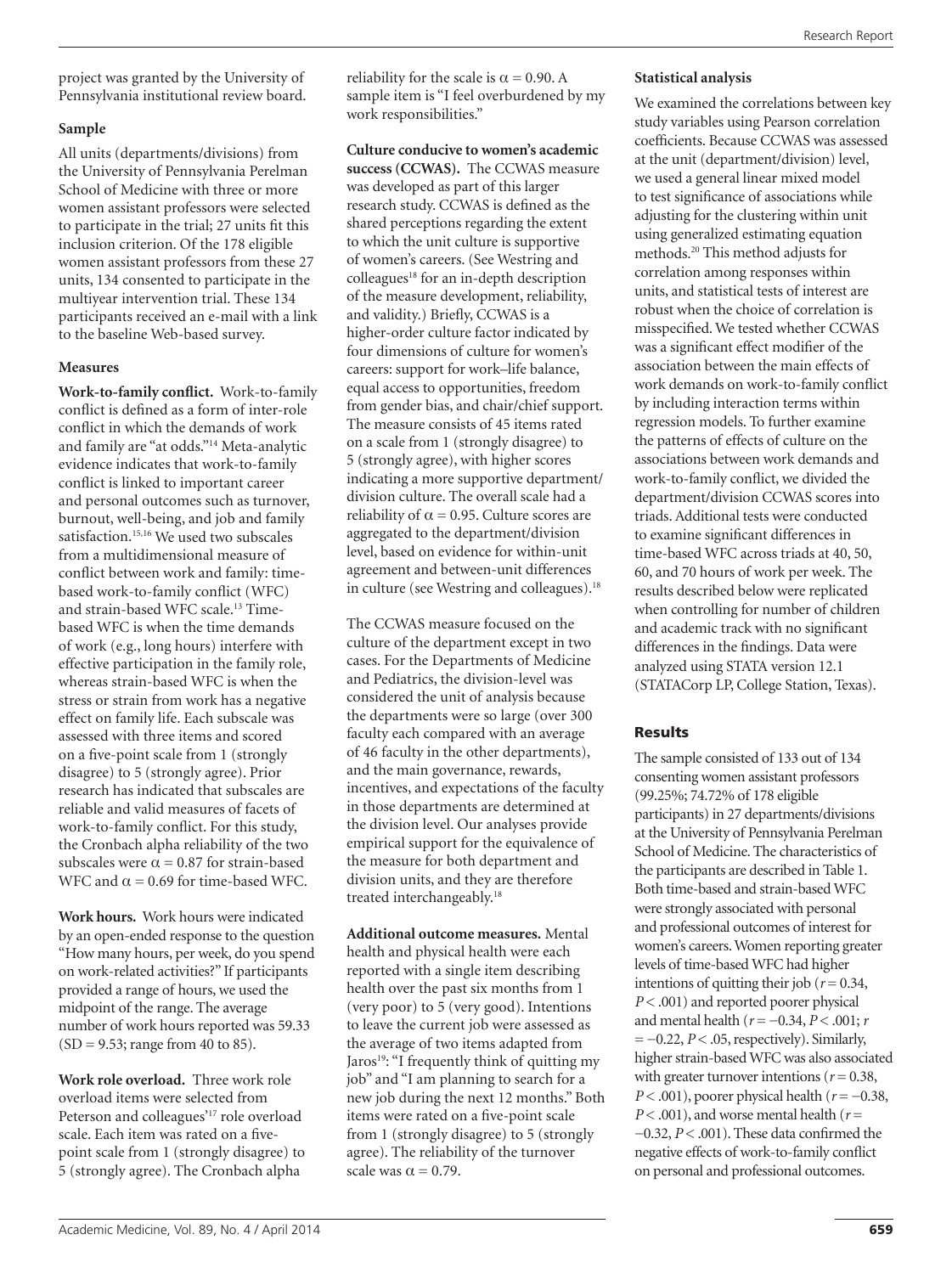project was granted by the University of Pennsylvania institutional review board.

### Sample

All units (departments/divisions) from the University of Pennsylvania Perelman School of Medicine with three or more women assistant professors were selected to participate in the trial; 27 units fit this inclusion criterion. Of the 178 eligible women assistant professors from these 27 units, 134 consented to participate in the multiyear intervention trial. These 134 participants received an e-mail with a link to the baseline Web-based survey.

### Measures

**Work-to-family conflict.** Work-to-family conflict is defined as a form of inter-role conflict in which the demands of work and family are "at odds."[14] Meta-analytic evidence indicates that work-to-family conflict is linked to important career and personal outcomes such as turnover, burnout, well-being, and job and family satisfaction.[15,16] We used two subscales from a multidimensional measure of conflict between work and family: time-based work-to-family conflict (WFC) and strain-based WFC scale.[13] Time-based WFC is when the time demands of work (e.g., long hours) interfere with effective participation in the family role, whereas strain-based WFC is when the stress or strain from work has a negative effect on family life. Each subscale was assessed with three items and scored on a five-point scale from 1 (strongly disagree) to 5 (strongly agree). Prior research has indicated that subscales are reliable and valid measures of facets of work-to-family conflict. For this study, the Cronbach alpha reliability of the two subscales were $\alpha = 0.87$ for strain-based WFC and $\alpha = 0.69$ for time-based WFC.

**Work hours.** Work hours were indicated by an open-ended response to the question "How many hours, per week, do you spend on work-related activities?" If participants provided a range of hours, we used the midpoint of the range. The average number of work hours reported was 59.33 (SD = 9.53; range from 40 to 85).

**Work role overload.** Three work role overload items were selected from Peterson and colleagues'[17] role overload scale. Each item was rated on a five-point scale from 1 (strongly disagree) to 5 (strongly agree). The Cronbach alpha reliability for the scale is $\alpha = 0.90$. A sample item is "I feel overburdened by my work responsibilities."

**Culture conducive to women's academic success (CCWAS).** The CCWAS measure was developed as part of this larger research study. CCWAS is defined as the shared perceptions regarding the extent to which the unit culture is supportive of women's careers. (See Westring and colleagues[18] for an in-depth description of the measure development, reliability, and validity.) Briefly, CCWAS is a higher-order culture factor indicated by four dimensions of culture for women's careers: support for work–life balance, equal access to opportunities, freedom from gender bias, and chair/chief support. The measure consists of 45 items rated on a scale from 1 (strongly disagree) to 5 (strongly agree), with higher scores indicating a more supportive department/division culture. The overall scale had a reliability of $\alpha = 0.95$. Culture scores are aggregated to the department/division level, based on evidence for within-unit agreement and between-unit differences in culture (see Westring and colleagues).[18]

The CCWAS measure focused on the culture of the department except in two cases. For the Departments of Medicine and Pediatrics, the division-level was considered the unit of analysis because the departments were so large (over 300 faculty each compared with an average of 46 faculty in the other departments), and the main governance, rewards, incentives, and expectations of the faculty in those departments are determined at the division level. Our analyses provide empirical support for the equivalence of the measure for both department and division units, and they are therefore treated interchangeably.[18]

**Additional outcome measures.** Mental health and physical health were each reported with a single item describing health over the past six months from 1 (very poor) to 5 (very good). Intentions to leave the current job were assessed as the average of two items adapted from Jaros[19]: "I frequently think of quitting my job" and "I am planning to search for a new job during the next 12 months." Both items were rated on a five-point scale from 1 (strongly disagree) to 5 (strongly agree). The reliability of the turnover scale was $\alpha = 0.79$.

### Statistical analysis

We examined the correlations between key study variables using Pearson correlation coefficients. Because CCWAS was assessed at the unit (department/division) level, we used a general linear mixed model to test significance of associations while adjusting for the clustering within unit using generalized estimating equation methods.[20] This method adjusts for correlation among responses within units, and statistical tests of interest are robust when the choice of correlation is misspecified. We tested whether CCWAS was a significant effect modifier of the association between the main effects of work demands on work-to-family conflict by including interaction terms within regression models. To further examine the patterns of effects of culture on the associations between work demands and work-to-family conflict, we divided the department/division CCWAS scores into triads. Additional tests were conducted to examine significant differences in time-based WFC across triads at 40, 50, 60, and 70 hours of work per week. The results described below were replicated when controlling for number of children and academic track with no significant differences in the findings. Data were analyzed using STATA version 12.1 (STATACorp LP, College Station, Texas).

## Results

The sample consisted of 133 out of 134 consenting women assistant professors (99.25%; 74.72% of 178 eligible participants) in 27 departments/divisions at the University of Pennsylvania Perelman School of Medicine. The characteristics of the participants are described in Table 1. Both time-based and strain-based WFC were strongly associated with personal and professional outcomes of interest for women's careers. Women reporting greater levels of time-based WFC had higher intentions of quitting their job ($r = 0.34$, $P < .001$) and reported poorer physical and mental health ($r = -0.34$, $P < .001$; $r = -0.22$, $P < .05$, respectively). Similarly, higher strain-based WFC was also associated with greater turnover intentions ($r = 0.38$, $P < .001$), poorer physical health ($r = -0.38$, $P < .001$), and worse mental health ($r = -0.32$, $P < .001$). These data confirmed the negative effects of work-to-family conflict on personal and professional outcomes.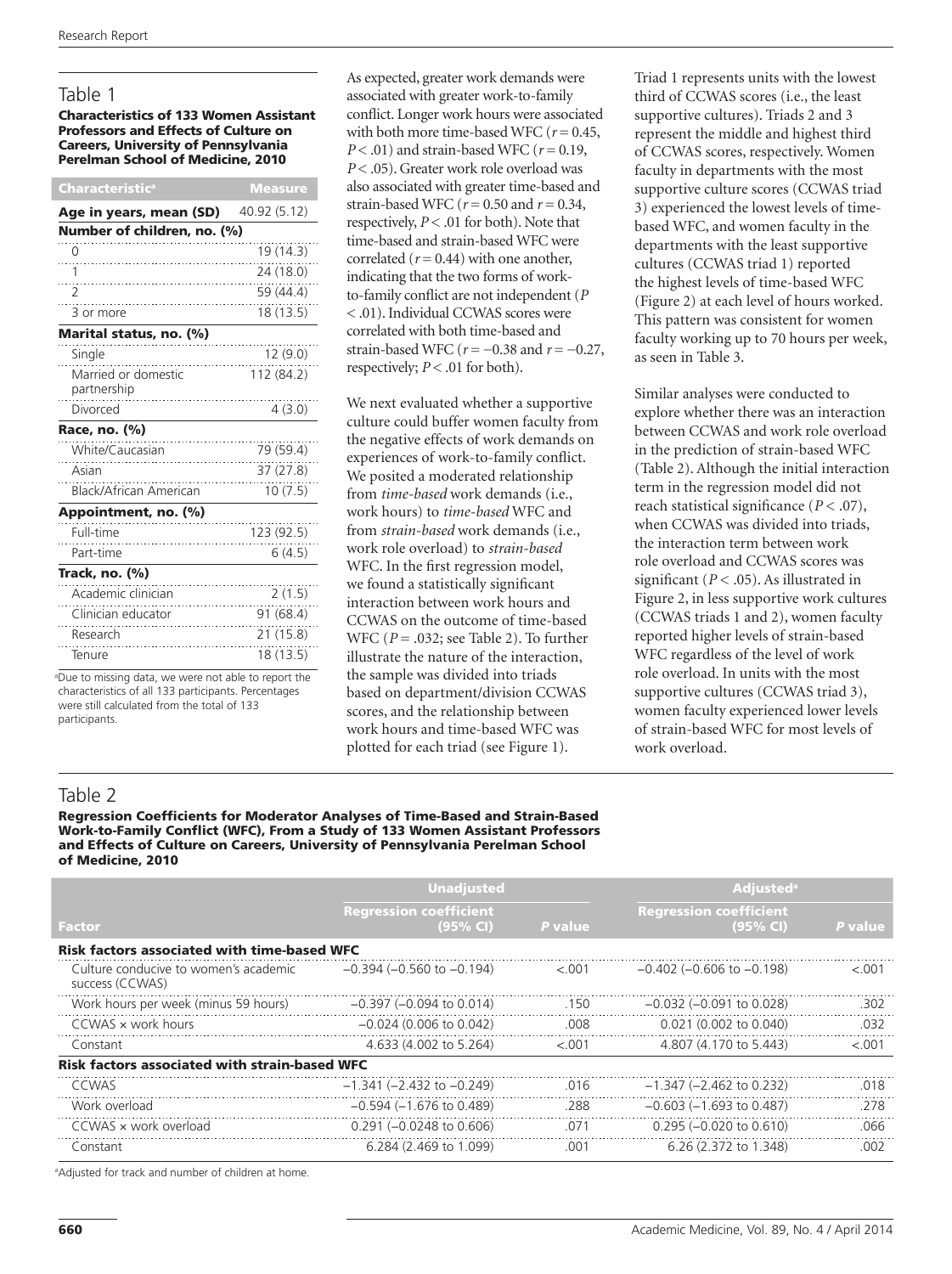## Table 1

**Characteristics of 133 Women Assistant Professors and Effects of Culture on Careers, University of Pennsylvania Perelman School of Medicine, 2010**

| Characteristic[a] | Measure |
|---|---|
| **Age in years, mean (SD)** | 40.92 (5.12) |
| **Number of children, no. (%)** | |
| 0 | 19 (14.3) |
| 1 | 24 (18.0) |
| 2 | 59 (44.4) |
| 3 or more | 18 (13.5) |
| **Marital status, no. (%)** | |
| Single | 12 (9.0) |
| Married or domestic partnership | 112 (84.2) |
| Divorced | 4 (3.0) |
| **Race, no. (%)** | |
| White/Caucasian | 79 (59.4) |
| Asian | 37 (27.8) |
| Black/African American | 10 (7.5) |
| **Appointment, no. (%)** | |
| Full-time | 123 (92.5) |
| Part-time | 6 (4.5) |
| **Track, no. (%)** | |
| Academic clinician | 2 (1.5) |
| Clinician educator | 91 (68.4) |
| Research | 21 (15.8) |
| Tenure | 18 (13.5) |

[a]Due to missing data, we were not able to report the characteristics of all 133 participants. Percentages were still calculated from the total of 133 participants.

As expected, greater work demands were associated with greater work-to-family conflict. Longer work hours were associated with both more time-based WFC ($r = 0.45$, $P < .01$) and strain-based WFC ($r = 0.19$, $P < .05$). Greater work role overload was also associated with greater time-based and strain-based WFC ($r = 0.50$ and $r = 0.34$, respectively, $P < .01$ for both). Note that time-based and strain-based WFC were correlated ($r = 0.44$) with one another, indicating that the two forms of work-to-family conflict are not independent ($P < .01$). Individual CCWAS scores were correlated with both time-based and strain-based WFC ($r = -0.38$ and $r = -0.27$, respectively; $P < .01$ for both).

We next evaluated whether a supportive culture could buffer women faculty from the negative effects of work demands on experiences of work-to-family conflict. We posited a moderated relationship from *time-based* work demands (i.e., work hours) to *time-based* WFC and from *strain-based* work demands (i.e., work role overload) to *strain-based* WFC. In the first regression model, we found a statistically significant interaction between work hours and CCWAS on the outcome of time-based WFC ($P = .032$; see Table 2). To further illustrate the nature of the interaction, the sample was divided into triads based on department/division CCWAS scores, and the relationship between work hours and time-based WFC was plotted for each triad (see Figure 1).

Triad 1 represents units with the lowest third of CCWAS scores (i.e., the least supportive cultures). Triads 2 and 3 represent the middle and highest third of CCWAS scores, respectively. Women faculty in departments with the most supportive culture scores (CCWAS triad 3) experienced the lowest levels of time-based WFC, and women faculty in the departments with the least supportive cultures (CCWAS triad 1) reported the highest levels of time-based WFC (Figure 2) at each level of hours worked. This pattern was consistent for women faculty working up to 70 hours per week, as seen in Table 3.

Similar analyses were conducted to explore whether there was an interaction between CCWAS and work role overload in the prediction of strain-based WFC (Table 2). Although the initial interaction term in the regression model did not reach statistical significance ($P < .07$), when CCWAS was divided into triads, the interaction term between work role overload and CCWAS scores was significant ($P < .05$). As illustrated in Figure 2, in less supportive work cultures (CCWAS triads 1 and 2), women faculty reported higher levels of strain-based WFC regardless of the level of work role overload. In units with the most supportive cultures (CCWAS triad 3), women faculty experienced lower levels of strain-based WFC for most levels of work overload.

## Table 2

**Regression Coefficients for Moderator Analyses of Time-Based and Strain-Based Work-to-Family Conflict (WFC), From a Study of 133 Women Assistant Professors and Effects of Culture on Careers, University of Pennsylvania Perelman School of Medicine, 2010**

| | Unadjusted | | Adjusted[a] | |
|---|---|---|---|---|
| Factor | Regression coefficient (95% CI) | *P* value | Regression coefficient (95% CI) | *P* value |
| **Risk factors associated with time-based WFC** | | | | |
| Culture conducive to women's academic success (CCWAS) | −0.394 (−0.560 to −0.194) | <.001 | −0.402 (−0.606 to −0.198) | <.001 |
| Work hours per week (minus 59 hours) | −0.397 (−0.094 to 0.014) | .150 | −0.032 (−0.091 to 0.028) | .302 |
| CCWAS × work hours | −0.024 (0.006 to 0.042) | .008 | 0.021 (0.002 to 0.040) | .032 |
| Constant | 4.633 (4.002 to 5.264) | <.001 | 4.807 (4.170 to 5.443) | <.001 |
| **Risk factors associated with strain-based WFC** | | | | |
| CCWAS | −1.341 (−2.432 to −0.249) | .016 | −1.347 (−2.462 to 0.232) | .018 |
| Work overload | −0.594 (−1.676 to 0.489) | .288 | −0.603 (−1.693 to 0.487) | .278 |
| CCWAS × work overload | 0.291 (−0.0248 to 0.606) | .071 | 0.295 (−0.020 to 0.610) | .066 |
| Constant | 6.284 (2.469 to 1.099) | .001 | 6.26 (2.372 to 1.348) | .002 |

[a]Adjusted for track and number of children at home.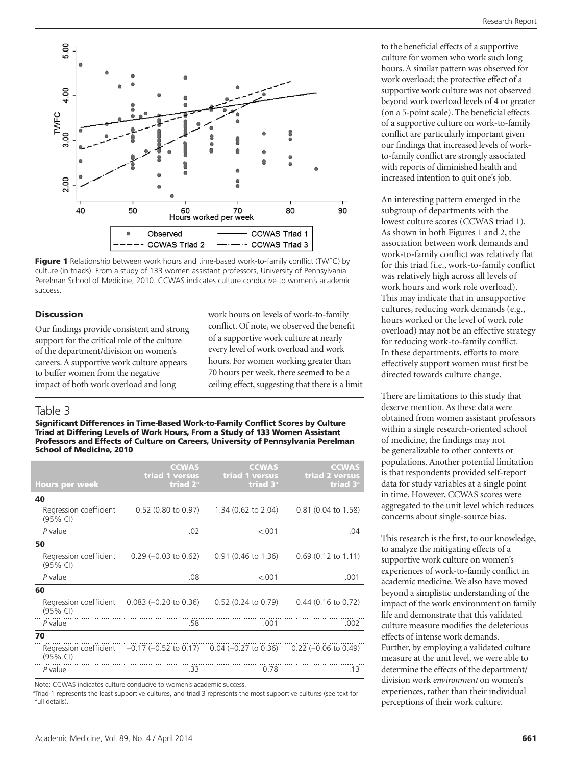TWFC

5.00

4.00

3.00

2.00

40 50 60 70 80 90

Hours worked per week

Observed

CCWAS Triad 1

CCWAS Triad 2

CCWAS Triad 3

**Figure 1** Relationship between work hours and time-based work-to-family conflict (TWFC) by culture (in triads). From a study of 133 women assistant professors, University of Pennsylvania Perelman School of Medicine, 2010. CCWAS indicates culture conducive to women's academic success.

### Discussion

Our findings provide consistent and strong support for the critical role of the culture of the department/division on women's careers. A supportive work culture appears to buffer women from the negative impact of both work overload and long work hours on levels of work-to-family conflict. Of note, we observed the benefit of a supportive work culture at nearly every level of work overload and work hours. For women working greater than 70 hours per week, there seemed to be a ceiling effect, suggesting that there is a limit to the beneficial effects of a supportive culture for women who work such long hours. A similar pattern was observed for work overload; the protective effect of a supportive work culture was not observed beyond work overload levels of 4 or greater (on a 5-point scale). The beneficial effects of a supportive culture on work-to-family conflict are particularly important given our findings that increased levels of work-to-family conflict are strongly associated with reports of diminished health and increased intention to quit one's job.

An interesting pattern emerged in the subgroup of departments with the lowest culture scores (CCWAS triad 1). As shown in both Figures 1 and 2, the association between work demands and work-to-family conflict was relatively flat for this triad (i.e., work-to-family conflict was relatively high across all levels of work hours and work role overload). This may indicate that in unsupportive cultures, reducing work demands (e.g., hours worked or the level of work role overload) may not be an effective strategy for reducing work-to-family conflict. In these departments, efforts to more effectively support women must first be directed towards culture change.

There are limitations to this study that deserve mention. As these data were obtained from women assistant professors within a single research-oriented school of medicine, the findings may not be generalizable to other contexts or populations. Another potential limitation is that respondents provided self-report data for study variables at a single point in time. However, CCWAS scores were aggregated to the unit level which reduces concerns about single-source bias.

This research is the first, to our knowledge, to analyze the mitigating effects of a supportive work culture on women's experiences of work-to-family conflict in academic medicine. We also have moved beyond a simplistic understanding of the impact of the work environment on family life and demonstrate that this validated culture measure modifies the deleterious effects of intense work demands. Further, by employing a validated culture measure at the unit level, we were able to determine the effects of the department/division work *environment* on women's experiences, rather than their individual perceptions of their work culture.

## Table 3

**Significant Differences in Time-Based Work-to-Family Conflict Scores by Culture Triad at Differing Levels of Work Hours, From a Study of 133 Women Assistant Professors and Effects of Culture on Careers, University of Pennsylvania Perelman School of Medicine, 2010**

| Hours per week | CCWAS triad 1 versus triad 2[a] | CCWAS triad 1 versus triad 3[a] | CCWAS triad 2 versus triad 3[a] |
|---|---|---|---|
| **40** | | | |
| Regression coefficient (95% CI) | 0.52 (0.80 to 0.97) | 1.34 (0.62 to 2.04) | 0.81 (0.04 to 1.58) |
| *P* value | .02 | <.001 | .04 |
| **50** | | | |
| Regression coefficient (95% CI) | 0.29 (−0.03 to 0.62) | 0.91 (0.46 to 1.36) | 0.69 (0.12 to 1.11) |
| *P* value | .08 | <.001 | .001 |
| **60** | | | |
| Regression coefficient (95% CI) | 0.083 (−0.20 to 0.36) | 0.52 (0.24 to 0.79) | 0.44 (0.16 to 0.72) |
| *P* value | .58 | .001 | .002 |
| **70** | | | |
| Regression coefficient (95% CI) | −0.17 (−0.52 to 0.17) | 0.04 (−0.27 to 0.36) | 0.22 (−0.06 to 0.49) |
| *P* value | .33 | 0.78 | .13 |

Note: CCWAS indicates culture conducive to women's academic success.

[a]Triad 1 represents the least supportive cultures, and triad 3 represents the most supportive cultures (see text for full details).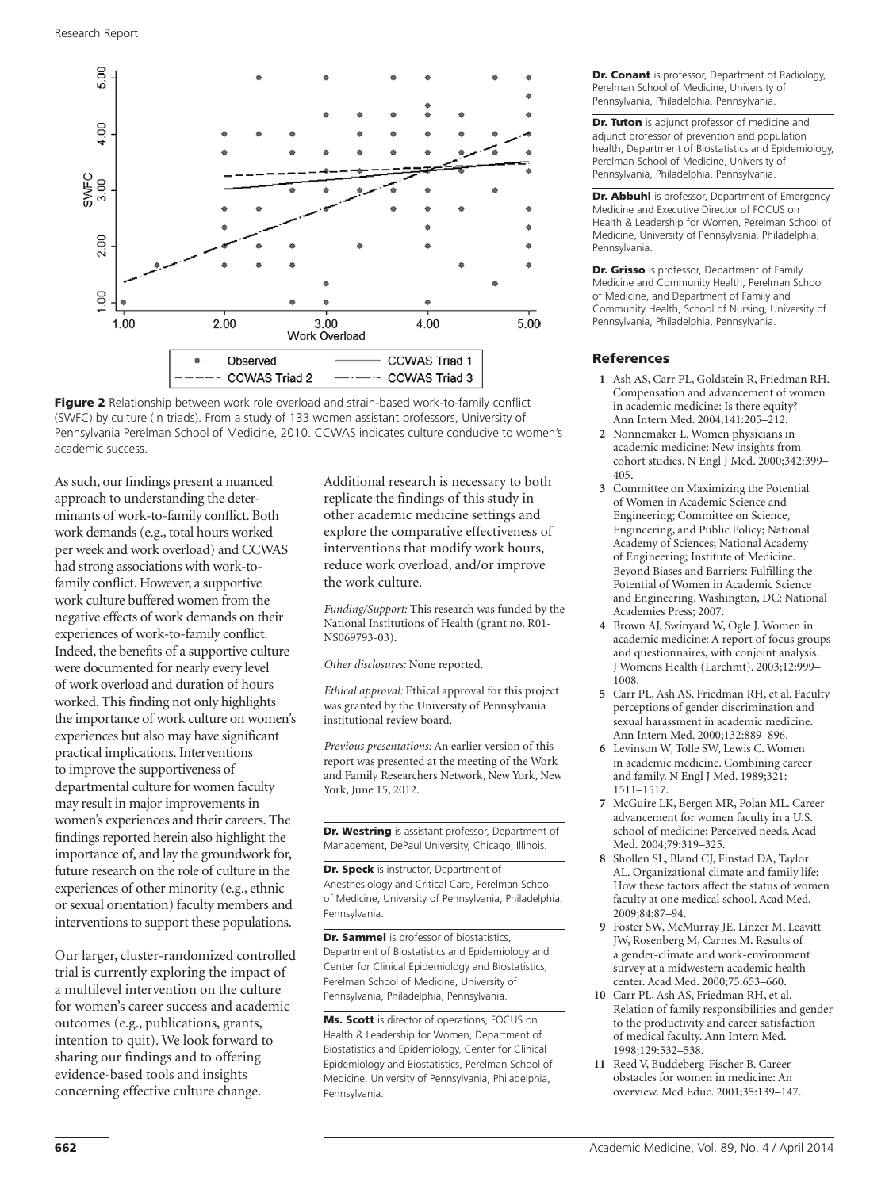5.00

4.00

SWFC 3.00

2.00

1.00

1.00 2.00 3.00 4.00 5.00

Work Overload

Observed — CCWAS Triad 1

CCWAS Triad 2 CCWAS Triad 3

**Figure 2** Relationship between work role overload and strain-based work-to-family conflict (SWFC) by culture (in triads). From a study of 133 women assistant professors, University of Pennsylvania Perelman School of Medicine, 2010. CCWAS indicates culture conducive to women's academic success.

As such, our findings present a nuanced approach to understanding the determinants of work-to-family conflict. Both work demands (e.g., total hours worked per week and work overload) and CCWAS had strong associations with work-to-family conflict. However, a supportive work culture buffered women from the negative effects of work demands on their experiences of work-to-family conflict. Indeed, the benefits of a supportive culture were documented for nearly every level of work overload and duration of hours worked. This finding not only highlights the importance of work culture on women's experiences but also may have significant practical implications. Interventions to improve the supportiveness of departmental culture for women faculty may result in major improvements in women's experiences and their careers. The findings reported herein also highlight the importance of, and lay the groundwork for, future research on the role of culture in the experiences of other minority (e.g., ethnic or sexual orientation) faculty members and interventions to support these populations.

Our larger, cluster-randomized controlled trial is currently exploring the impact of a multilevel intervention on the culture for women's career success and academic outcomes (e.g., publications, grants, intention to quit). We look forward to sharing our findings and to offering evidence-based tools and insights concerning effective culture change.

Additional research is necessary to both replicate the findings of this study in other academic medicine settings and explore the comparative effectiveness of interventions that modify work hours, reduce work overload, and/or improve the work culture.

*Funding/Support:* This research was funded by the National Institutions of Health (grant no. R01-NS069793-03).

*Other disclosures:* None reported.

*Ethical approval:* Ethical approval for this project was granted by the University of Pennsylvania institutional review board.

*Previous presentations:* An earlier version of this report was presented at the meeting of the Work and Family Researchers Network, New York, New York, June 15, 2012.

**Dr. Westring** is assistant professor, Department of Management, DePaul University, Chicago, Illinois.

**Dr. Speck** is instructor, Department of Anesthesiology and Critical Care, Perelman School of Medicine, University of Pennsylvania, Philadelphia, Pennsylvania.

**Dr. Sammel** is professor of biostatistics, Department of Biostatistics and Epidemiology and Center for Clinical Epidemiology and Biostatistics, Perelman School of Medicine, University of Pennsylvania, Philadelphia, Pennsylvania.

**Ms. Scott** is director of operations, FOCUS on Health & Leadership for Women, Department of Biostatistics and Epidemiology, Center for Clinical Epidemiology and Biostatistics, Perelman School of Medicine, University of Pennsylvania, Philadelphia, Pennsylvania.

**Dr. Conant** is professor, Department of Radiology, Perelman School of Medicine, University of Pennsylvania, Philadelphia, Pennsylvania.

**Dr. Tuton** is adjunct professor of medicine and adjunct professor of prevention and population health, Department of Biostatistics and Epidemiology, Perelman School of Medicine, University of Pennsylvania, Philadelphia, Pennsylvania.

**Dr. Abbuhl** is professor, Department of Emergency Medicine and Executive Director of FOCUS on Health & Leadership for Women, Perelman School of Medicine, University of Pennsylvania, Philadelphia, Pennsylvania.

**Dr. Grisso** is professor, Department of Family Medicine and Community Health, Perelman School of Medicine, and Department of Family and Community Health, School of Nursing, University of Pennsylvania, Philadelphia, Pennsylvania.

## References

1. Ash AS, Carr PL, Goldstein R, Friedman RH. Compensation and advancement of women in academic medicine: Is there equity? Ann Intern Med. 2004;141:205–212.
2. Nonnemaker L. Women physicians in academic medicine: New insights from cohort studies. N Engl J Med. 2000;342:399–405.
3. Committee on Maximizing the Potential of Women in Academic Science and Engineering; Committee on Science, Engineering, and Public Policy; National Academy of Sciences; National Academy of Engineering; Institute of Medicine. Beyond Biases and Barriers: Fulfilling the Potential of Women in Academic Science and Engineering. Washington, DC: National Academies Press; 2007.
4. Brown AJ, Swinyard W, Ogle J. Women in academic medicine: A report of focus groups and questionnaires, with conjoint analysis. J Womens Health (Larchmt). 2003;12:999–1008.
5. Carr PL, Ash AS, Friedman RH, et al. Faculty perceptions of gender discrimination and sexual harassment in academic medicine. Ann Intern Med. 2000;132:889–896.
6. Levinson W, Tolle SW, Lewis C. Women in academic medicine. Combining career and family. N Engl J Med. 1989;321:1511–1517.
7. McGuire LK, Bergen MR, Polan ML. Career advancement for women faculty in a U.S. school of medicine: Perceived needs. Acad Med. 2004;79:319–325.
8. Shollen SL, Bland CJ, Finstad DA, Taylor AL. Organizational climate and family life: How these factors affect the status of women faculty at one medical school. Acad Med. 2009;84:87–94.
9. Foster SW, McMurray JE, Linzer M, Leavitt JW, Rosenberg M, Carnes M. Results of a gender-climate and work-environment survey at a midwestern academic health center. Acad Med. 2000;75:653–660.
10. Carr PL, Ash AS, Friedman RH, et al. Relation of family responsibilities and gender to the productivity and career satisfaction of medical faculty. Ann Intern Med. 1998;129:532–538.
11. Reed V, Buddeberg-Fischer B. Career obstacles for women in medicine: An overview. Med Educ. 2001;35:139–147.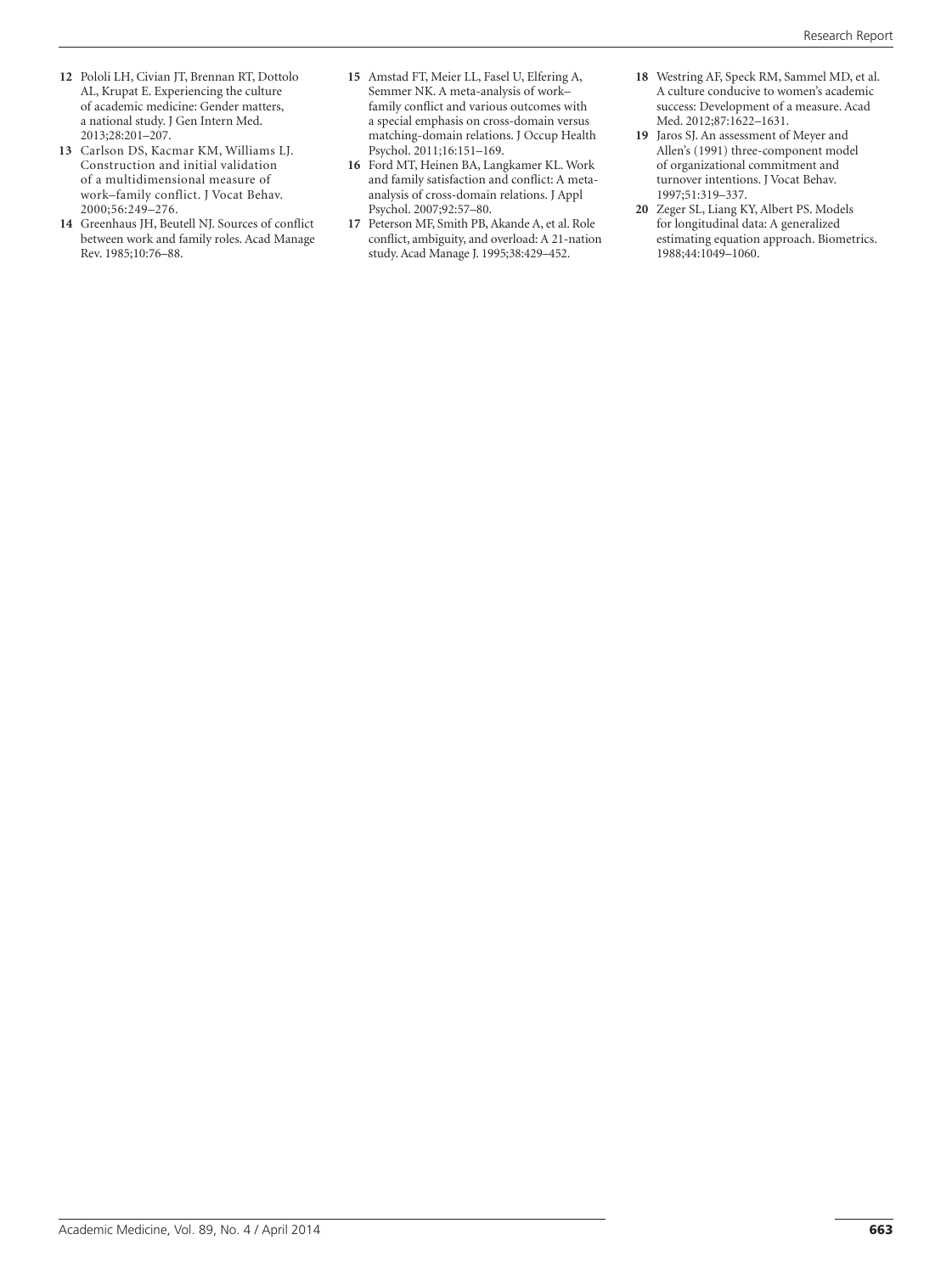12 Pololi LH, Civian JT, Brennan RT, Dottolo AL, Krupat E. Experiencing the culture of academic medicine: Gender matters, a national study. J Gen Intern Med. 2013;28:201–207.

13 Carlson DS, Kacmar KM, Williams LJ. Construction and initial validation of a multidimensional measure of work–family conflict. J Vocat Behav. 2000;56:249–276.

14 Greenhaus JH, Beutell NJ. Sources of conflict between work and family roles. Acad Manage Rev. 1985;10:76–88.

15 Amstad FT, Meier LL, Fasel U, Elfering A, Semmer NK. A meta-analysis of work–family conflict and various outcomes with a special emphasis on cross-domain versus matching-domain relations. J Occup Health Psychol. 2011;16:151–169.

16 Ford MT, Heinen BA, Langkamer KL. Work and family satisfaction and conflict: A meta-analysis of cross-domain relations. J Appl Psychol. 2007;92:57–80.

17 Peterson MF, Smith PB, Akande A, et al. Role conflict, ambiguity, and overload: A 21-nation study. Acad Manage J. 1995;38:429–452.

18 Westring AF, Speck RM, Sammel MD, et al. A culture conducive to women's academic success: Development of a measure. Acad Med. 2012;87:1622–1631.

19 Jaros SJ. An assessment of Meyer and Allen's (1991) three-component model of organizational commitment and turnover intentions. J Vocat Behav. 1997;51:319–337.

20 Zeger SL, Liang KY, Albert PS. Models for longitudinal data: A generalized estimating equation approach. Biometrics. 1988;44:1049–1060.